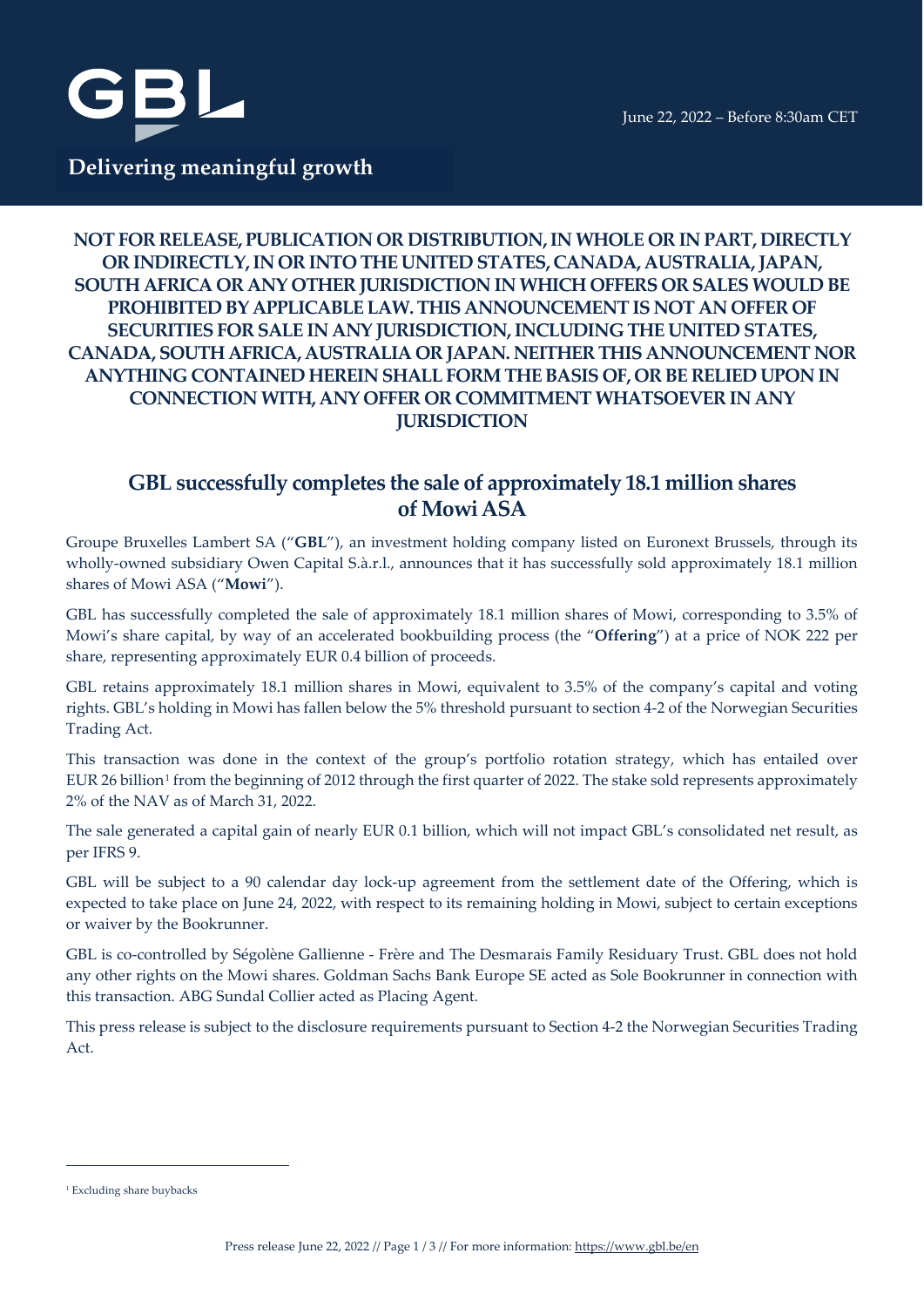GBL

Delivering meaningful growth

June 22, 2022 – Before 8:30am CET

**NOT FOR RELEASE, PUBLICATION OR DISTRIBUTION, IN WHOLE OR IN PART, DIRECTLY OR INDIRECTLY, IN OR INTO THE UNITED STATES, CANADA, AUSTRALIA, JAPAN, SOUTH AFRICA OR ANY OTHER JURISDICTION IN WHICH OFFERS OR SALES WOULD BE PROHIBITED BY APPLICABLE LAW. THIS ANNOUNCEMENT IS NOT AN OFFER OF SECURITIES FOR SALE IN ANY JURISDICTION, INCLUDING THE UNITED STATES, CANADA, SOUTH AFRICA, AUSTRALIA OR JAPAN. NEITHER THIS ANNOUNCEMENT NOR ANYTHING CONTAINED HEREIN SHALL FORM THE BASIS OF, OR BE RELIED UPON IN CONNECTION WITH, ANY OFFER OR COMMITMENT WHATSOEVER IN ANY JURISDICTION**

# GBL successfully completes the sale of approximately 18.1 million shares of Mowi ASA

Groupe Bruxelles Lambert SA ("**GBL**"), an investment holding company listed on Euronext Brussels, through its wholly-owned subsidiary Owen Capital S.à.r.l., announces that it has successfully sold approximately 18.1 million shares of Mowi ASA ("**Mowi**").

GBL has successfully completed the sale of approximately 18.1 million shares of Mowi, corresponding to 3.5% of Mowi's share capital, by way of an accelerated bookbuilding process (the "**Offering**") at a price of NOK 222 per share, representing approximately EUR 0.4 billion of proceeds.

GBL retains approximately 18.1 million shares in Mowi, equivalent to 3.5% of the company's capital and voting rights. GBL's holding in Mowi has fallen below the 5% threshold pursuant to section 4-2 of the Norwegian Securities Trading Act.

This transaction was done in the context of the group's portfolio rotation strategy, which has entailed over EUR 26 billion[1] from the beginning of 2012 through the first quarter of 2022. The stake sold represents approximately 2% of the NAV as of March 31, 2022.

The sale generated a capital gain of nearly EUR 0.1 billion, which will not impact GBL's consolidated net result, as per IFRS 9.

GBL will be subject to a 90 calendar day lock-up agreement from the settlement date of the Offering, which is expected to take place on June 24, 2022, with respect to its remaining holding in Mowi, subject to certain exceptions or waiver by the Bookrunner.

GBL is co-controlled by Ségolène Gallienne - Frère and The Desmarais Family Residuary Trust. GBL does not hold any other rights on the Mowi shares. Goldman Sachs Bank Europe SE acted as Sole Bookrunner in connection with this transaction. ABG Sundal Collier acted as Placing Agent.

This press release is subject to the disclosure requirements pursuant to Section 4-2 the Norwegian Securities Trading Act.

---

[1] Excluding share buybacks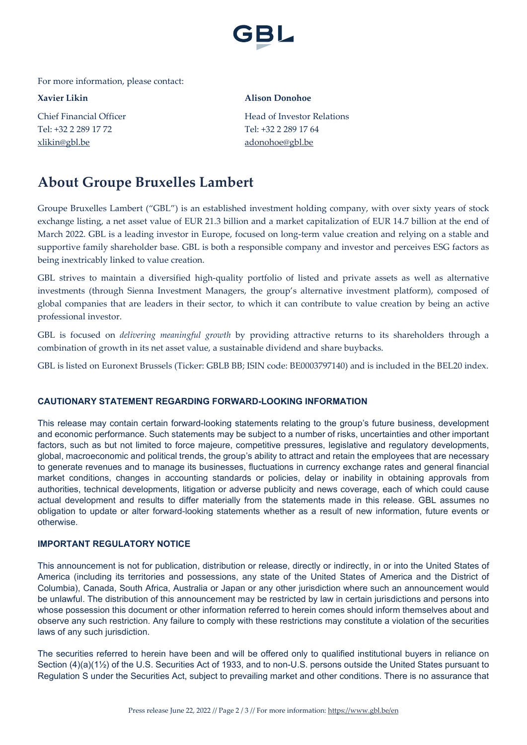For more information, please contact:

**Xavier Likin**

Chief Financial Officer
Tel: +32 2 289 17 72
xlikin@gbl.be

**Alison Donohoe**

Head of Investor Relations
Tel: +32 2 289 17 64
adonohoe@gbl.be

# About Groupe Bruxelles Lambert

Groupe Bruxelles Lambert ("GBL") is an established investment holding company, with over sixty years of stock exchange listing, a net asset value of EUR 21.3 billion and a market capitalization of EUR 14.7 billion at the end of March 2022. GBL is a leading investor in Europe, focused on long-term value creation and relying on a stable and supportive family shareholder base. GBL is both a responsible company and investor and perceives ESG factors as being inextricably linked to value creation.

GBL strives to maintain a diversified high-quality portfolio of listed and private assets as well as alternative investments (through Sienna Investment Managers, the group's alternative investment platform), composed of global companies that are leaders in their sector, to which it can contribute to value creation by being an active professional investor.

GBL is focused on *delivering meaningful growth* by providing attractive returns to its shareholders through a combination of growth in its net asset value, a sustainable dividend and share buybacks.

GBL is listed on Euronext Brussels (Ticker: GBLB BB; ISIN code: BE0003797140) and is included in the BEL20 index.

**CAUTIONARY STATEMENT REGARDING FORWARD-LOOKING INFORMATION**

This release may contain certain forward-looking statements relating to the group's future business, development and economic performance. Such statements may be subject to a number of risks, uncertainties and other important factors, such as but not limited to force majeure, competitive pressures, legislative and regulatory developments, global, macroeconomic and political trends, the group's ability to attract and retain the employees that are necessary to generate revenues and to manage its businesses, fluctuations in currency exchange rates and general financial market conditions, changes in accounting standards or policies, delay or inability in obtaining approvals from authorities, technical developments, litigation or adverse publicity and news coverage, each of which could cause actual development and results to differ materially from the statements made in this release. GBL assumes no obligation to update or alter forward-looking statements whether as a result of new information, future events or otherwise.

**IMPORTANT REGULATORY NOTICE**

This announcement is not for publication, distribution or release, directly or indirectly, in or into the United States of America (including its territories and possessions, any state of the United States of America and the District of Columbia), Canada, South Africa, Australia or Japan or any other jurisdiction where such an announcement would be unlawful. The distribution of this announcement may be restricted by law in certain jurisdictions and persons into whose possession this document or other information referred to herein comes should inform themselves about and observe any such restriction. Any failure to comply with these restrictions may constitute a violation of the securities laws of any such jurisdiction.

The securities referred to herein have been and will be offered only to qualified institutional buyers in reliance on Section (4)(a)(1½) of the U.S. Securities Act of 1933, and to non-U.S. persons outside the United States pursuant to Regulation S under the Securities Act, subject to prevailing market and other conditions. There is no assurance that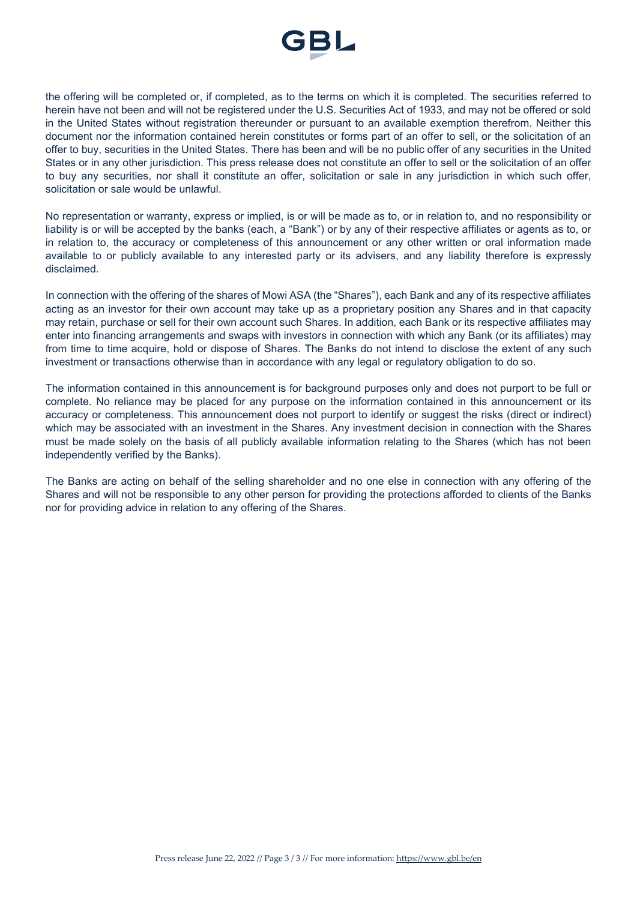the offering will be completed or, if completed, as to the terms on which it is completed. The securities referred to herein have not been and will not be registered under the U.S. Securities Act of 1933, and may not be offered or sold in the United States without registration thereunder or pursuant to an available exemption therefrom. Neither this document nor the information contained herein constitutes or forms part of an offer to sell, or the solicitation of an offer to buy, securities in the United States. There has been and will be no public offer of any securities in the United States or in any other jurisdiction. This press release does not constitute an offer to sell or the solicitation of an offer to buy any securities, nor shall it constitute an offer, solicitation or sale in any jurisdiction in which such offer, solicitation or sale would be unlawful.

No representation or warranty, express or implied, is or will be made as to, or in relation to, and no responsibility or liability is or will be accepted by the banks (each, a "Bank") or by any of their respective affiliates or agents as to, or in relation to, the accuracy or completeness of this announcement or any other written or oral information made available to or publicly available to any interested party or its advisers, and any liability therefore is expressly disclaimed.

In connection with the offering of the shares of Mowi ASA (the "Shares"), each Bank and any of its respective affiliates acting as an investor for their own account may take up as a proprietary position any Shares and in that capacity may retain, purchase or sell for their own account such Shares. In addition, each Bank or its respective affiliates may enter into financing arrangements and swaps with investors in connection with which any Bank (or its affiliates) may from time to time acquire, hold or dispose of Shares. The Banks do not intend to disclose the extent of any such investment or transactions otherwise than in accordance with any legal or regulatory obligation to do so.

The information contained in this announcement is for background purposes only and does not purport to be full or complete. No reliance may be placed for any purpose on the information contained in this announcement or its accuracy or completeness. This announcement does not purport to identify or suggest the risks (direct or indirect) which may be associated with an investment in the Shares. Any investment decision in connection with the Shares must be made solely on the basis of all publicly available information relating to the Shares (which has not been independently verified by the Banks).

The Banks are acting on behalf of the selling shareholder and no one else in connection with any offering of the Shares and will not be responsible to any other person for providing the protections afforded to clients of the Banks nor for providing advice in relation to any offering of the Shares.